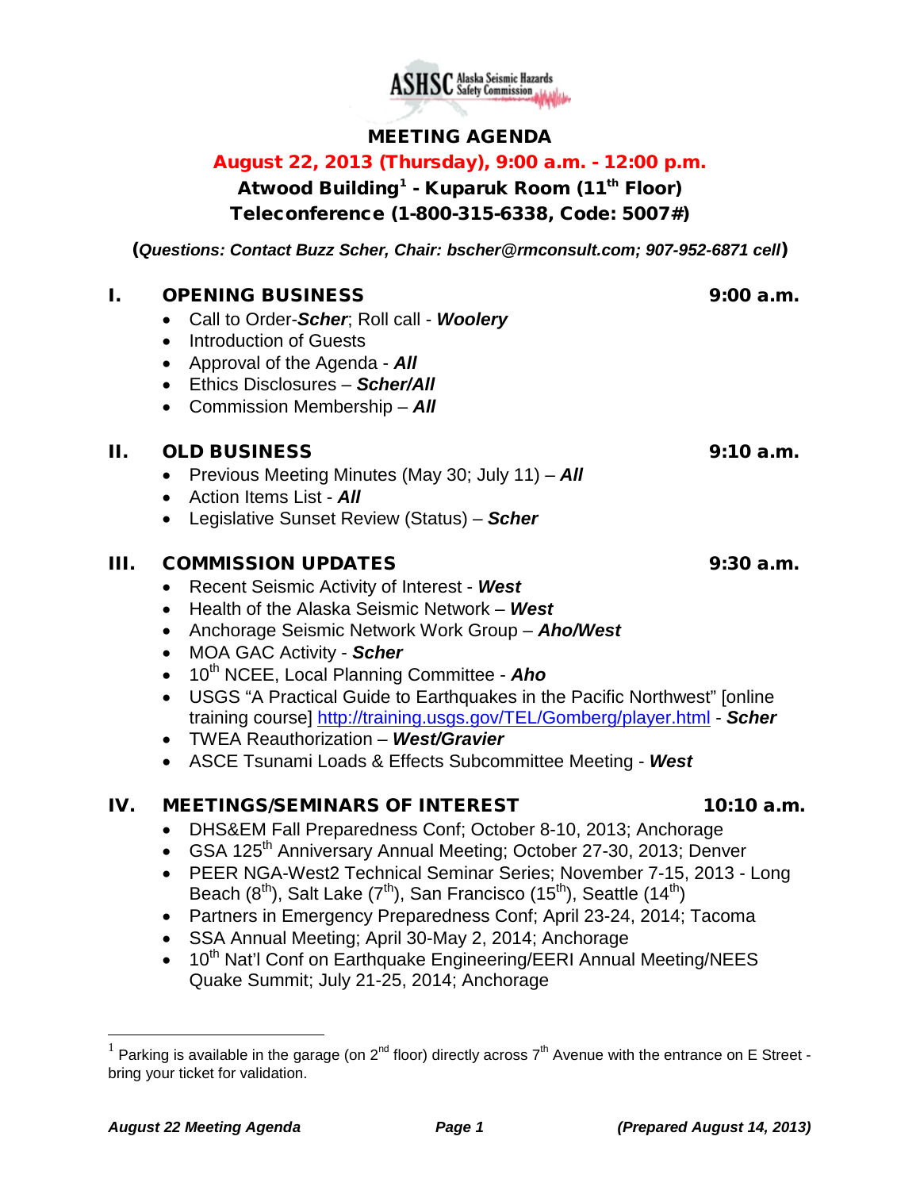ASHSC Alaska Seismic Hazards Safety Commission

# MEETING AGENDA

**August 22, 2013 (Thursday), 9:00 a.m. - 12:00 p.m.**

**Atwood Building[1] - Kuparuk Room (11th Floor)**

**Teleconference (1-800-315-6338, Code: 5007#)**

(*Questions: Contact Buzz Scher, Chair: bscher@rmconsult.com; 907-952-6871 cell*)

## I. OPENING BUSINESS — 9:00 a.m.

- Call to Order-***Scher***; Roll call - ***Woolery***
- Introduction of Guests
- Approval of the Agenda - ***All***
- Ethics Disclosures – ***Scher/All***
- Commission Membership – ***All***

## II. OLD BUSINESS — 9:10 a.m.

- Previous Meeting Minutes (May 30; July 11) – ***All***
- Action Items List - ***All***
- Legislative Sunset Review (Status) – ***Scher***

## III. COMMISSION UPDATES — 9:30 a.m.

- Recent Seismic Activity of Interest - ***West***
- Health of the Alaska Seismic Network – ***West***
- Anchorage Seismic Network Work Group – ***Aho/West***
- MOA GAC Activity - ***Scher***
- 10th NCEE, Local Planning Committee - ***Aho***
- USGS "A Practical Guide to Earthquakes in the Pacific Northwest" [online training course] http://training.usgs.gov/TEL/Gomberg/player.html - ***Scher***
- TWEA Reauthorization – ***West/Gravier***
- ASCE Tsunami Loads & Effects Subcommittee Meeting - ***West***

## IV. MEETINGS/SEMINARS OF INTEREST — 10:10 a.m.

- DHS&EM Fall Preparedness Conf; October 8-10, 2013; Anchorage
- GSA 125th Anniversary Annual Meeting; October 27-30, 2013; Denver
- PEER NGA-West2 Technical Seminar Series; November 7-15, 2013 - Long Beach (8th), Salt Lake (7th), San Francisco (15th), Seattle (14th)
- Partners in Emergency Preparedness Conf; April 23-24, 2014; Tacoma
- SSA Annual Meeting; April 30-May 2, 2014; Anchorage
- 10th Nat'l Conf on Earthquake Engineering/EERI Annual Meeting/NEES Quake Summit; July 21-25, 2014; Anchorage

---

[1] Parking is available in the garage (on 2nd floor) directly across 7th Avenue with the entrance on E Street - bring your ticket for validation.

*(Prepared August 14, 2013)*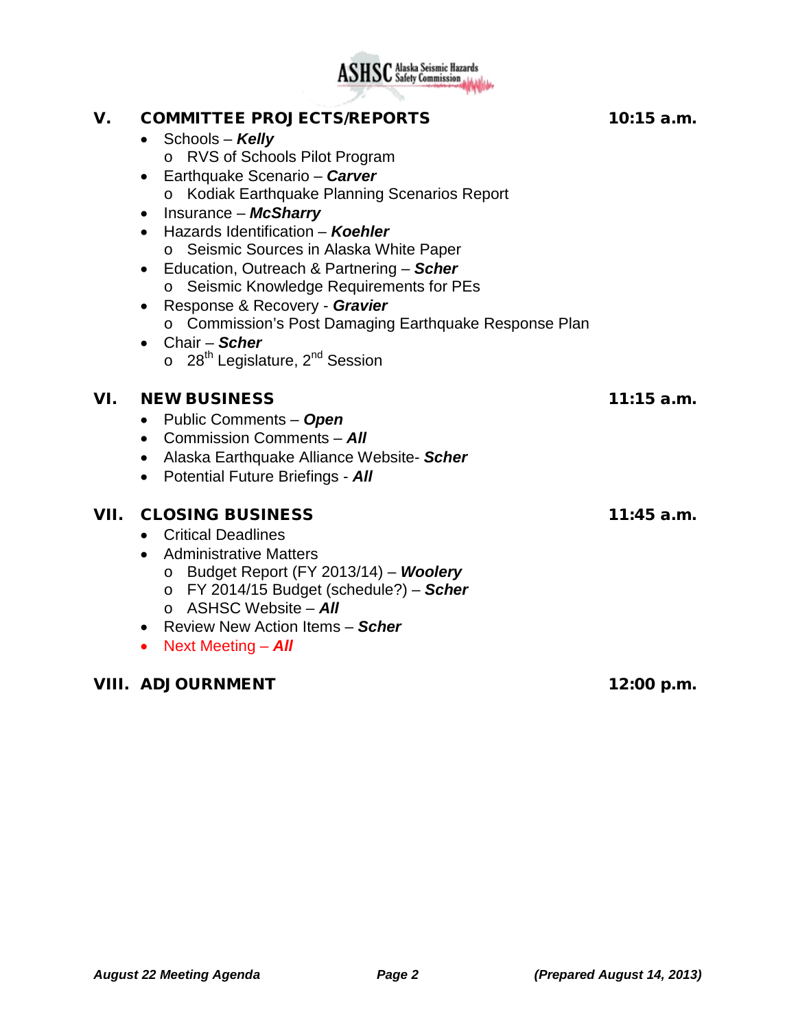## V. COMMITTEE PROJECTS/REPORTS 10:15 a.m.

- Schools – ***Kelly***
  - RVS of Schools Pilot Program
- Earthquake Scenario – ***Carver***
  - Kodiak Earthquake Planning Scenarios Report
- Insurance – ***McSharry***
- Hazards Identification – ***Koehler***
  - Seismic Sources in Alaska White Paper
- Education, Outreach & Partnering – ***Scher***
  - Seismic Knowledge Requirements for PEs
- Response & Recovery - ***Gravier***
  - Commission's Post Damaging Earthquake Response Plan
- Chair – ***Scher***
  - 28th Legislature, 2nd Session

## VI. NEW BUSINESS 11:15 a.m.

- Public Comments – ***Open***
- Commission Comments – ***All***
- Alaska Earthquake Alliance Website- ***Scher***
- Potential Future Briefings - ***All***

## VII. CLOSING BUSINESS 11:45 a.m.

- Critical Deadlines
- Administrative Matters
  - Budget Report (FY 2013/14) – ***Woolery***
  - FY 2014/15 Budget (schedule?) – ***Scher***
  - ASHSC Website – ***All***
- Review New Action Items – ***Scher***
- Next Meeting – ***All***

## VIII. ADJOURNMENT 12:00 p.m.